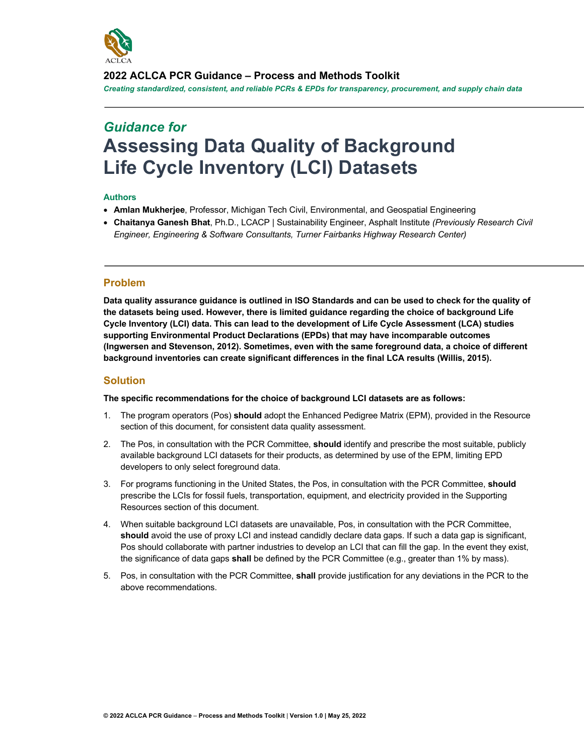ACLCA

**2022 ACLCA PCR Guidance – Process and Methods Toolkit**

***Creating standardized, consistent, and reliable PCRs & EPDs for transparency, procurement, and supply chain data***

*Guidance for*

# Assessing Data Quality of Background Life Cycle Inventory (LCI) Datasets

### Authors

- **Amlan Mukherjee**, Professor, Michigan Tech Civil, Environmental, and Geospatial Engineering
- **Chaitanya Ganesh Bhat**, Ph.D., LCACP | Sustainability Engineer, Asphalt Institute *(Previously Research Civil Engineer, Engineering & Software Consultants, Turner Fairbanks Highway Research Center)*

## Problem

**Data quality assurance guidance is outlined in ISO Standards and can be used to check for the quality of the datasets being used. However, there is limited guidance regarding the choice of background Life Cycle Inventory (LCI) data. This can lead to the development of Life Cycle Assessment (LCA) studies supporting Environmental Product Declarations (EPDs) that may have incomparable outcomes (Ingwersen and Stevenson, 2012). Sometimes, even with the same foreground data, a choice of different background inventories can create significant differences in the final LCA results (Willis, 2015).**

## Solution

**The specific recommendations for the choice of background LCI datasets are as follows:**

1. The program operators (Pos) **should** adopt the Enhanced Pedigree Matrix (EPM), provided in the Resource section of this document, for consistent data quality assessment.
2. The Pos, in consultation with the PCR Committee, **should** identify and prescribe the most suitable, publicly available background LCI datasets for their products, as determined by use of the EPM, limiting EPD developers to only select foreground data.
3. For programs functioning in the United States, the Pos, in consultation with the PCR Committee, **should** prescribe the LCIs for fossil fuels, transportation, equipment, and electricity provided in the Supporting Resources section of this document.
4. When suitable background LCI datasets are unavailable, Pos, in consultation with the PCR Committee, **should** avoid the use of proxy LCI and instead candidly declare data gaps. If such a data gap is significant, Pos should collaborate with partner industries to develop an LCI that can fill the gap. In the event they exist, the significance of data gaps **shall** be defined by the PCR Committee (e.g., greater than 1% by mass).
5. Pos, in consultation with the PCR Committee, **shall** provide justification for any deviations in the PCR to the above recommendations.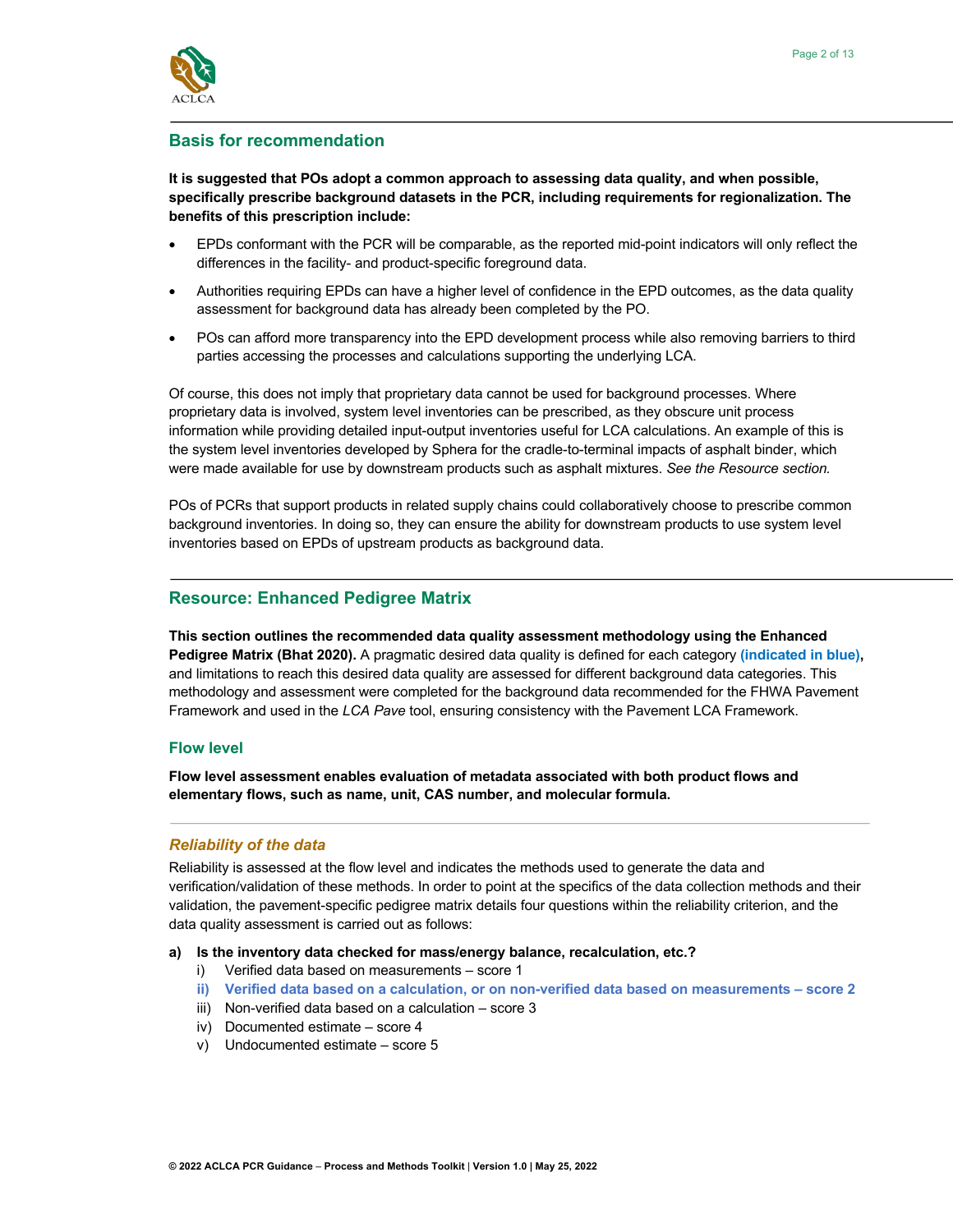## Basis for recommendation

**It is suggested that POs adopt a common approach to assessing data quality, and when possible, specifically prescribe background datasets in the PCR, including requirements for regionalization. The benefits of this prescription include:**

- EPDs conformant with the PCR will be comparable, as the reported mid-point indicators will only reflect the differences in the facility- and product-specific foreground data.
- Authorities requiring EPDs can have a higher level of confidence in the EPD outcomes, as the data quality assessment for background data has already been completed by the PO.
- POs can afford more transparency into the EPD development process while also removing barriers to third parties accessing the processes and calculations supporting the underlying LCA.

Of course, this does not imply that proprietary data cannot be used for background processes. Where proprietary data is involved, system level inventories can be prescribed, as they obscure unit process information while providing detailed input-output inventories useful for LCA calculations. An example of this is the system level inventories developed by Sphera for the cradle-to-terminal impacts of asphalt binder, which were made available for use by downstream products such as asphalt mixtures. *See the Resource section.*

POs of PCRs that support products in related supply chains could collaboratively choose to prescribe common background inventories. In doing so, they can ensure the ability for downstream products to use system level inventories based on EPDs of upstream products as background data.

## Resource: Enhanced Pedigree Matrix

**This section outlines the recommended data quality assessment methodology using the Enhanced Pedigree Matrix (Bhat 2020).** A pragmatic desired data quality is defined for each category **(indicated in blue)**, and limitations to reach this desired data quality are assessed for different background data categories. This methodology and assessment were completed for the background data recommended for the FHWA Pavement Framework and used in the *LCA Pave* tool, ensuring consistency with the Pavement LCA Framework.

### Flow level

**Flow level assessment enables evaluation of metadata associated with both product flows and elementary flows, such as name, unit, CAS number, and molecular formula.**

#### *Reliability of the data*

Reliability is assessed at the flow level and indicates the methods used to generate the data and verification/validation of these methods. In order to point at the specifics of the data collection methods and their validation, the pavement-specific pedigree matrix details four questions within the reliability criterion, and the data quality assessment is carried out as follows:

**a) Is the inventory data checked for mass/energy balance, recalculation, etc.?**

i) Verified data based on measurements – score 1
**ii) Verified data based on a calculation, or on non-verified data based on measurements – score 2**
iii) Non-verified data based on a calculation – score 3
iv) Documented estimate – score 4
v) Undocumented estimate – score 5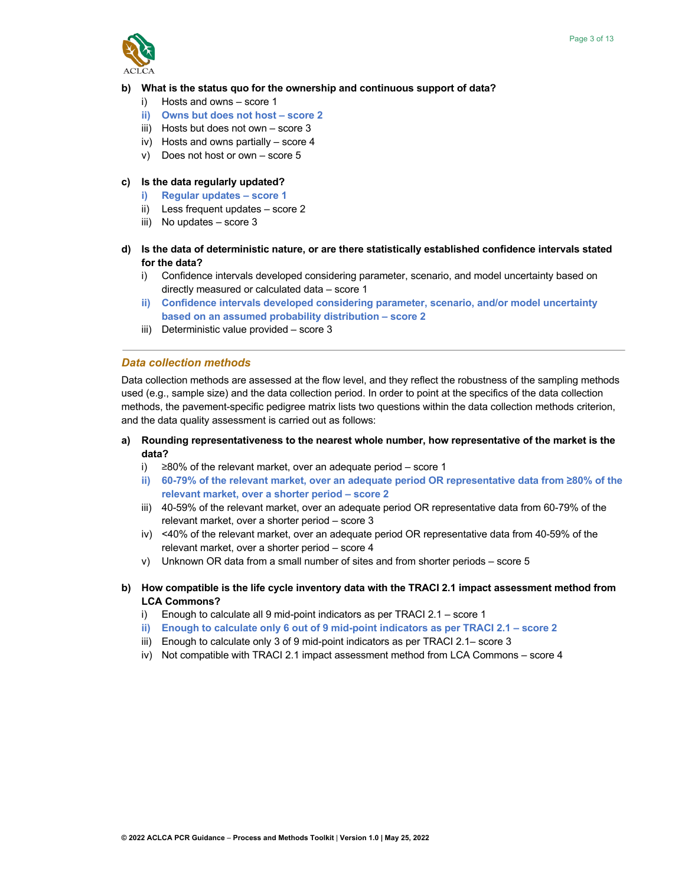**b) What is the status quo for the ownership and continuous support of data?**

i) Hosts and owns – score 1
**ii) Owns but does not host – score 2**
iii) Hosts but does not own – score 3
iv) Hosts and owns partially – score 4
v) Does not host or own – score 5

**c) Is the data regularly updated?**

**i) Regular updates – score 1**
ii) Less frequent updates – score 2
iii) No updates – score 3

**d) Is the data of deterministic nature, or are there statistically established confidence intervals stated for the data?**

i) Confidence intervals developed considering parameter, scenario, and model uncertainty based on directly measured or calculated data – score 1
**ii) Confidence intervals developed considering parameter, scenario, and/or model uncertainty based on an assumed probability distribution – score 2**
iii) Deterministic value provided – score 3

---

### *Data collection methods*

Data collection methods are assessed at the flow level, and they reflect the robustness of the sampling methods used (e.g., sample size) and the data collection period. In order to point at the specifics of the data collection methods, the pavement-specific pedigree matrix lists two questions within the data collection methods criterion, and the data quality assessment is carried out as follows:

**a) Rounding representativeness to the nearest whole number, how representative of the market is the data?**

i) ≥80% of the relevant market, over an adequate period – score 1
**ii) 60-79% of the relevant market, over an adequate period OR representative data from ≥80% of the relevant market, over a shorter period – score 2**
iii) 40-59% of the relevant market, over an adequate period OR representative data from 60-79% of the relevant market, over a shorter period – score 3
iv) <40% of the relevant market, over an adequate period OR representative data from 40-59% of the relevant market, over a shorter period – score 4
v) Unknown OR data from a small number of sites and from shorter periods – score 5

**b) How compatible is the life cycle inventory data with the TRACI 2.1 impact assessment method from LCA Commons?**

i) Enough to calculate all 9 mid-point indicators as per TRACI 2.1 – score 1
**ii) Enough to calculate only 6 out of 9 mid-point indicators as per TRACI 2.1 – score 2**
iii) Enough to calculate only 3 of 9 mid-point indicators as per TRACI 2.1– score 3
iv) Not compatible with TRACI 2.1 impact assessment method from LCA Commons – score 4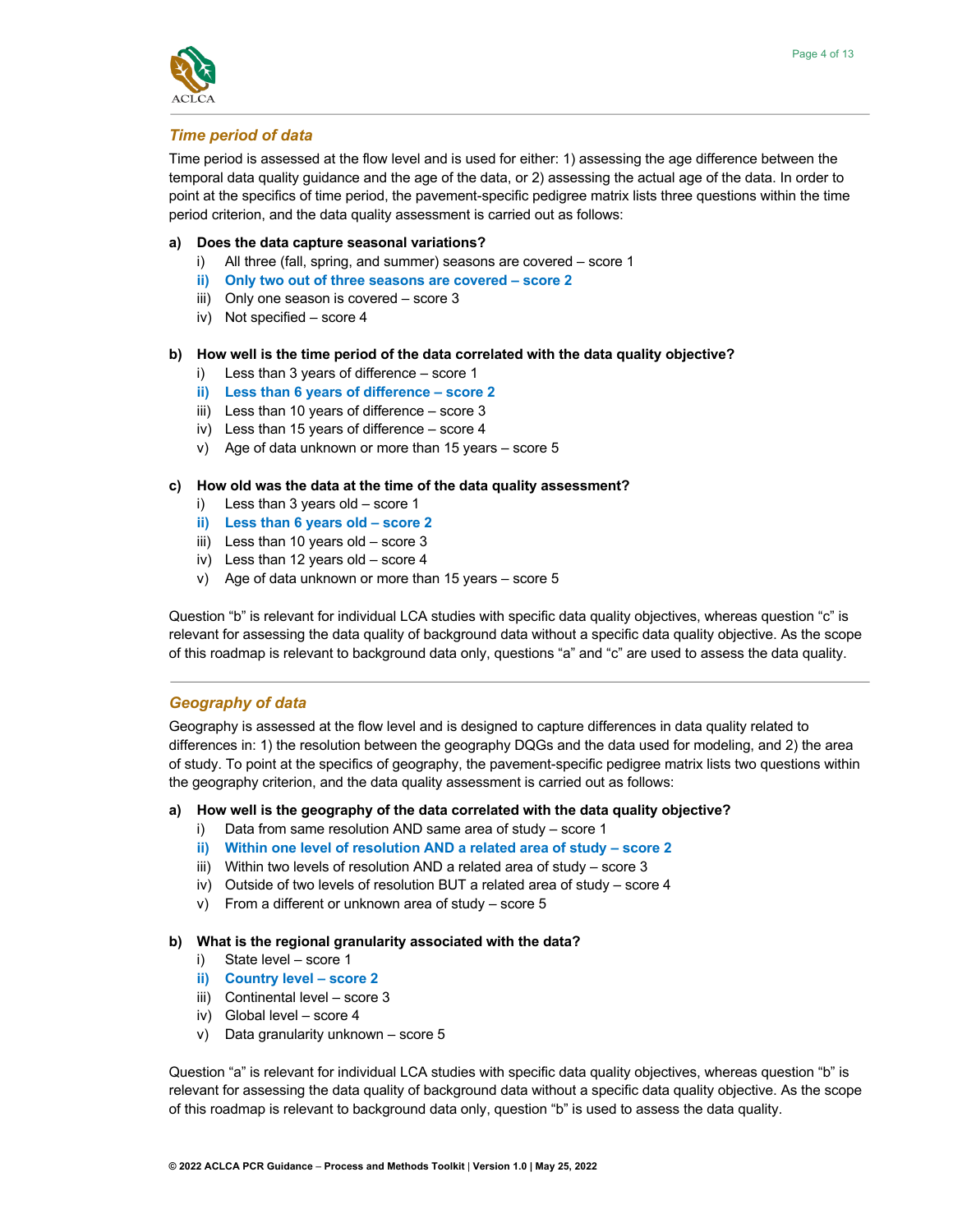### *Time period of data*

Time period is assessed at the flow level and is used for either: 1) assessing the age difference between the temporal data quality guidance and the age of the data, or 2) assessing the actual age of the data. In order to point at the specifics of time period, the pavement-specific pedigree matrix lists three questions within the time period criterion, and the data quality assessment is carried out as follows:

**a) Does the data capture seasonal variations?**

- i) All three (fall, spring, and summer) seasons are covered – score 1
- **ii) Only two out of three seasons are covered – score 2**
- iii) Only one season is covered – score 3
- iv) Not specified – score 4

**b) How well is the time period of the data correlated with the data quality objective?**

- i) Less than 3 years of difference – score 1
- **ii) Less than 6 years of difference – score 2**
- iii) Less than 10 years of difference – score 3
- iv) Less than 15 years of difference – score 4
- v) Age of data unknown or more than 15 years – score 5

**c) How old was the data at the time of the data quality assessment?**

- i) Less than 3 years old – score 1
- **ii) Less than 6 years old – score 2**
- iii) Less than 10 years old – score 3
- iv) Less than 12 years old – score 4
- v) Age of data unknown or more than 15 years – score 5

Question "b" is relevant for individual LCA studies with specific data quality objectives, whereas question "c" is relevant for assessing the data quality of background data without a specific data quality objective. As the scope of this roadmap is relevant to background data only, questions "a" and "c" are used to assess the data quality.

### *Geography of data*

Geography is assessed at the flow level and is designed to capture differences in data quality related to differences in: 1) the resolution between the geography DQGs and the data used for modeling, and 2) the area of study. To point at the specifics of geography, the pavement-specific pedigree matrix lists two questions within the geography criterion, and the data quality assessment is carried out as follows:

**a) How well is the geography of the data correlated with the data quality objective?**

- i) Data from same resolution AND same area of study – score 1
- **ii) Within one level of resolution AND a related area of study – score 2**
- iii) Within two levels of resolution AND a related area of study – score 3
- iv) Outside of two levels of resolution BUT a related area of study – score 4
- v) From a different or unknown area of study – score 5

**b) What is the regional granularity associated with the data?**

- i) State level – score 1
- **ii) Country level – score 2**
- iii) Continental level – score 3
- iv) Global level – score 4
- v) Data granularity unknown – score 5

Question "a" is relevant for individual LCA studies with specific data quality objectives, whereas question "b" is relevant for assessing the data quality of background data without a specific data quality objective. As the scope of this roadmap is relevant to background data only, question "b" is used to assess the data quality.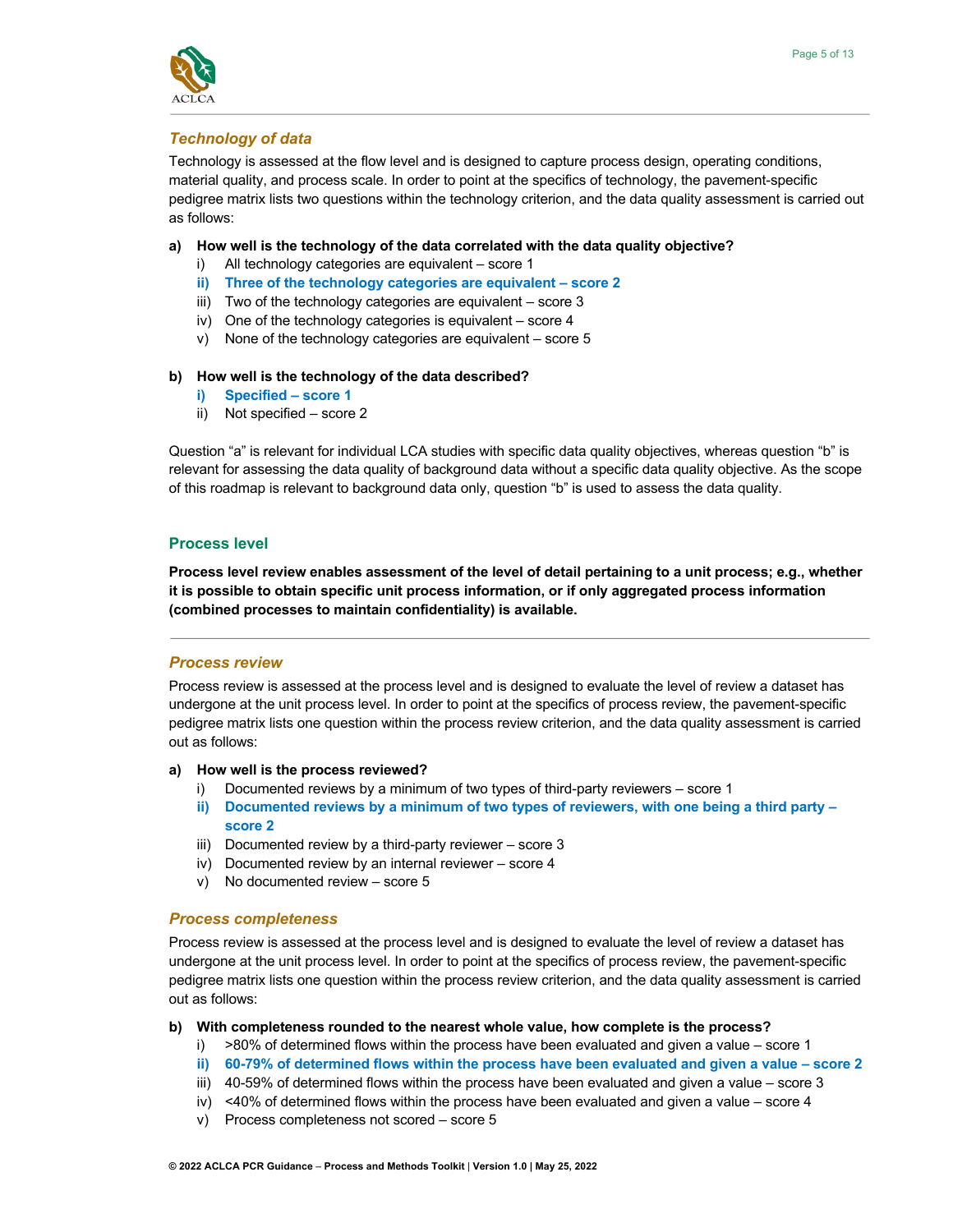### *Technology of data*

Technology is assessed at the flow level and is designed to capture process design, operating conditions, material quality, and process scale. In order to point at the specifics of technology, the pavement-specific pedigree matrix lists two questions within the technology criterion, and the data quality assessment is carried out as follows:

**a) How well is the technology of the data correlated with the data quality objective?**

- i) All technology categories are equivalent – score 1
- **ii) Three of the technology categories are equivalent – score 2**
- iii) Two of the technology categories are equivalent – score 3
- iv) One of the technology categories is equivalent – score 4
- v) None of the technology categories are equivalent – score 5

**b) How well is the technology of the data described?**

- **i) Specified – score 1**
- ii) Not specified – score 2

Question "a" is relevant for individual LCA studies with specific data quality objectives, whereas question "b" is relevant for assessing the data quality of background data without a specific data quality objective. As the scope of this roadmap is relevant to background data only, question "b" is used to assess the data quality.

## Process level

**Process level review enables assessment of the level of detail pertaining to a unit process; e.g., whether it is possible to obtain specific unit process information, or if only aggregated process information (combined processes to maintain confidentiality) is available.**

---

### *Process review*

Process review is assessed at the process level and is designed to evaluate the level of review a dataset has undergone at the unit process level. In order to point at the specifics of process review, the pavement-specific pedigree matrix lists one question within the process review criterion, and the data quality assessment is carried out as follows:

**a) How well is the process reviewed?**

- i) Documented reviews by a minimum of two types of third-party reviewers – score 1
- **ii) Documented reviews by a minimum of two types of reviewers, with one being a third party – score 2**
- iii) Documented review by a third-party reviewer – score 3
- iv) Documented review by an internal reviewer – score 4
- v) No documented review – score 5

### *Process completeness*

Process review is assessed at the process level and is designed to evaluate the level of review a dataset has undergone at the unit process level. In order to point at the specifics of process review, the pavement-specific pedigree matrix lists one question within the process review criterion, and the data quality assessment is carried out as follows:

**b) With completeness rounded to the nearest whole value, how complete is the process?**

- i) >80% of determined flows within the process have been evaluated and given a value – score 1
- **ii) 60-79% of determined flows within the process have been evaluated and given a value – score 2**
- iii) 40-59% of determined flows within the process have been evaluated and given a value – score 3
- iv) <40% of determined flows within the process have been evaluated and given a value – score 4
- v) Process completeness not scored – score 5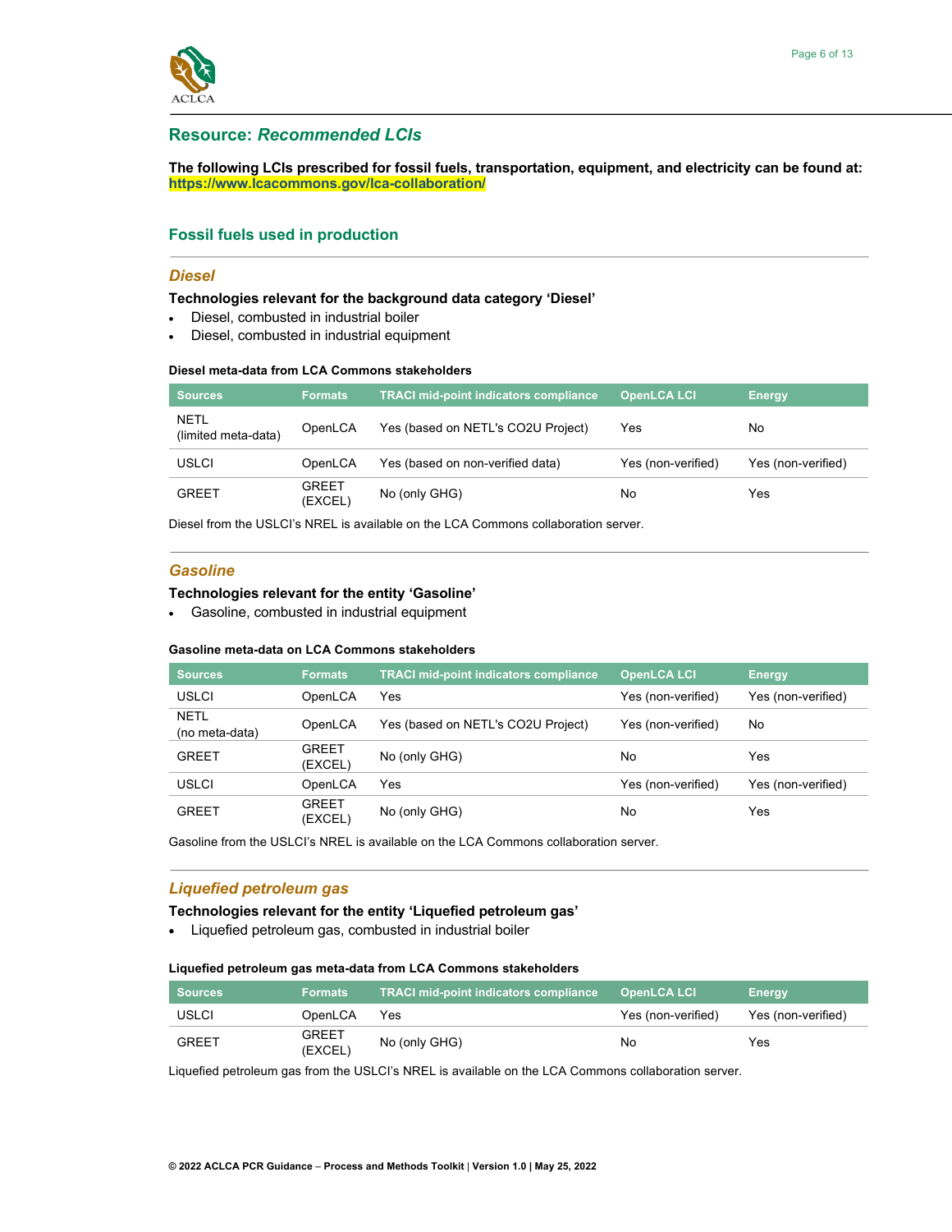## Resource: *Recommended LCIs*

**The following LCIs prescribed for fossil fuels, transportation, equipment, and electricity can be found at: https://www.lcacommons.gov/lca-collaboration/**

## Fossil fuels used in production

### *Diesel*

**Technologies relevant for the background data category 'Diesel'**

- Diesel, combusted in industrial boiler
- Diesel, combusted in industrial equipment

**Diesel meta-data from LCA Commons stakeholders**

| Sources | Formats | TRACI mid-point indicators compliance | OpenLCA LCI | Energy |
|---|---|---|---|---|
| NETL (limited meta-data) | OpenLCA | Yes (based on NETL's CO2U Project) | Yes | No |
| USLCI | OpenLCA | Yes (based on non-verified data) | Yes (non-verified) | Yes (non-verified) |
| GREET | GREET (EXCEL) | No (only GHG) | No | Yes |

Diesel from the USLCI's NREL is available on the LCA Commons collaboration server.

### *Gasoline*

**Technologies relevant for the entity 'Gasoline'**

- Gasoline, combusted in industrial equipment

**Gasoline meta-data on LCA Commons stakeholders**

| Sources | Formats | TRACI mid-point indicators compliance | OpenLCA LCI | Energy |
|---|---|---|---|---|
| USLCI | OpenLCA | Yes | Yes (non-verified) | Yes (non-verified) |
| NETL (no meta-data) | OpenLCA | Yes (based on NETL's CO2U Project) | Yes (non-verified) | No |
| GREET | GREET (EXCEL) | No (only GHG) | No | Yes |
| USLCI | OpenLCA | Yes | Yes (non-verified) | Yes (non-verified) |
| GREET | GREET (EXCEL) | No (only GHG) | No | Yes |

Gasoline from the USLCI's NREL is available on the LCA Commons collaboration server.

### *Liquefied petroleum gas*

**Technologies relevant for the entity 'Liquefied petroleum gas'**

- Liquefied petroleum gas, combusted in industrial boiler

**Liquefied petroleum gas meta-data from LCA Commons stakeholders**

| Sources | Formats | TRACI mid-point indicators compliance | OpenLCA LCI | Energy |
|---|---|---|---|---|
| USLCI | OpenLCA | Yes | Yes (non-verified) | Yes (non-verified) |
| GREET | GREET (EXCEL) | No (only GHG) | No | Yes |

Liquefied petroleum gas from the USLCI's NREL is available on the LCA Commons collaboration server.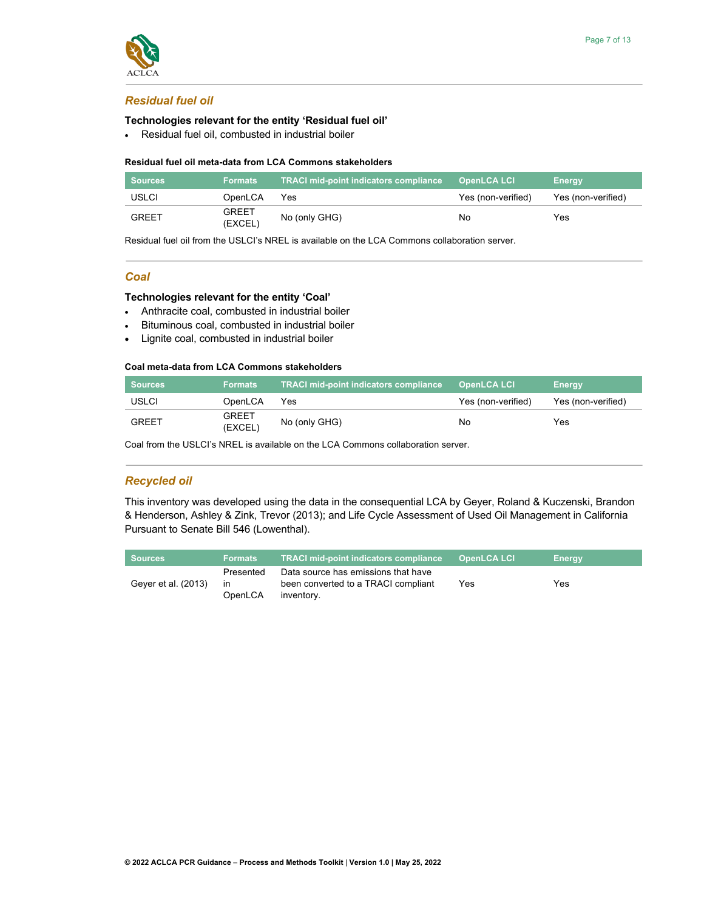### *Residual fuel oil*

**Technologies relevant for the entity 'Residual fuel oil'**

- Residual fuel oil, combusted in industrial boiler

**Residual fuel oil meta-data from LCA Commons stakeholders**

| Sources | Formats | TRACI mid-point indicators compliance | OpenLCA LCI | Energy |
|---|---|---|---|---|
| USLCI | OpenLCA | Yes | Yes (non-verified) | Yes (non-verified) |
| GREET | GREET (EXCEL) | No (only GHG) | No | Yes |

Residual fuel oil from the USLCI's NREL is available on the LCA Commons collaboration server.

### *Coal*

**Technologies relevant for the entity 'Coal'**

- Anthracite coal, combusted in industrial boiler
- Bituminous coal, combusted in industrial boiler
- Lignite coal, combusted in industrial boiler

**Coal meta-data from LCA Commons stakeholders**

| Sources | Formats | TRACI mid-point indicators compliance | OpenLCA LCI | Energy |
|---|---|---|---|---|
| USLCI | OpenLCA | Yes | Yes (non-verified) | Yes (non-verified) |
| GREET | GREET (EXCEL) | No (only GHG) | No | Yes |

Coal from the USLCI's NREL is available on the LCA Commons collaboration server.

### *Recycled oil*

This inventory was developed using the data in the consequential LCA by Geyer, Roland & Kuczenski, Brandon & Henderson, Ashley & Zink, Trevor (2013); and Life Cycle Assessment of Used Oil Management in California Pursuant to Senate Bill 546 (Lowenthal).

| Sources | Formats | TRACI mid-point indicators compliance | OpenLCA LCI | Energy |
|---|---|---|---|---|
| Geyer et al. (2013) | Presented in OpenLCA | Data source has emissions that have been converted to a TRACI compliant inventory. | Yes | Yes |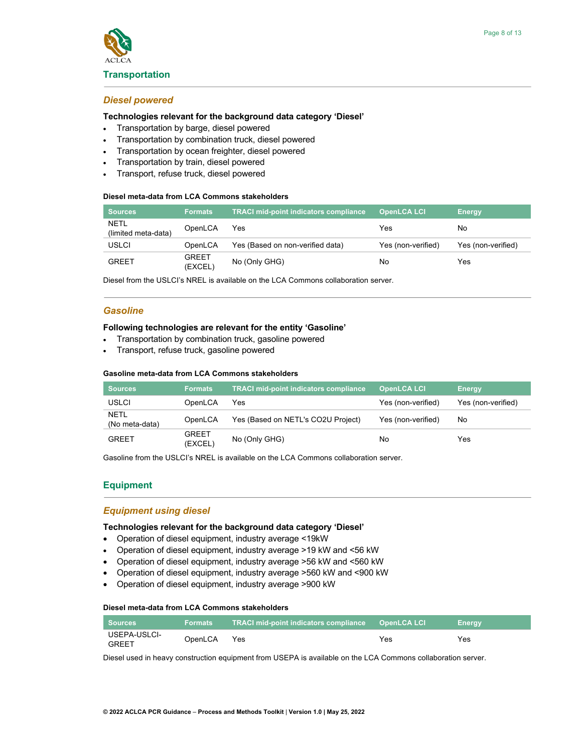## Transportation

### *Diesel powered*

**Technologies relevant for the background data category ‘Diesel’**

- Transportation by barge, diesel powered
- Transportation by combination truck, diesel powered
- Transportation by ocean freighter, diesel powered
- Transportation by train, diesel powered
- Transport, refuse truck, diesel powered

**Diesel meta-data from LCA Commons stakeholders**

| Sources | Formats | TRACI mid-point indicators compliance | OpenLCA LCI | Energy |
|---|---|---|---|---|
| NETL (limited meta-data) | OpenLCA | Yes | Yes | No |
| USLCI | OpenLCA | Yes (Based on non-verified data) | Yes (non-verified) | Yes (non-verified) |
| GREET | GREET (EXCEL) | No (Only GHG) | No | Yes |

Diesel from the USLCI’s NREL is available on the LCA Commons collaboration server.

### *Gasoline*

**Following technologies are relevant for the entity ‘Gasoline’**

- Transportation by combination truck, gasoline powered
- Transport, refuse truck, gasoline powered

**Gasoline meta-data from LCA Commons stakeholders**

| Sources | Formats | TRACI mid-point indicators compliance | OpenLCA LCI | Energy |
|---|---|---|---|---|
| USLCI | OpenLCA | Yes | Yes (non-verified) | Yes (non-verified) |
| NETL (No meta-data) | OpenLCA | Yes (Based on NETL's CO2U Project) | Yes (non-verified) | No |
| GREET | GREET (EXCEL) | No (Only GHG) | No | Yes |

Gasoline from the USLCI’s NREL is available on the LCA Commons collaboration server.

## Equipment

### *Equipment using diesel*

**Technologies relevant for the background data category ‘Diesel’**

- Operation of diesel equipment, industry average <19kW
- Operation of diesel equipment, industry average >19 kW and <56 kW
- Operation of diesel equipment, industry average >56 kW and <560 kW
- Operation of diesel equipment, industry average >560 kW and <900 kW
- Operation of diesel equipment, industry average >900 kW

**Diesel meta-data from LCA Commons stakeholders**

| Sources | Formats | TRACI mid-point indicators compliance | OpenLCA LCI | Energy |
|---|---|---|---|---|
| USEPA-USLCI-GREET | OpenLCA | Yes | Yes | Yes |

Diesel used in heavy construction equipment from USEPA is available on the LCA Commons collaboration server.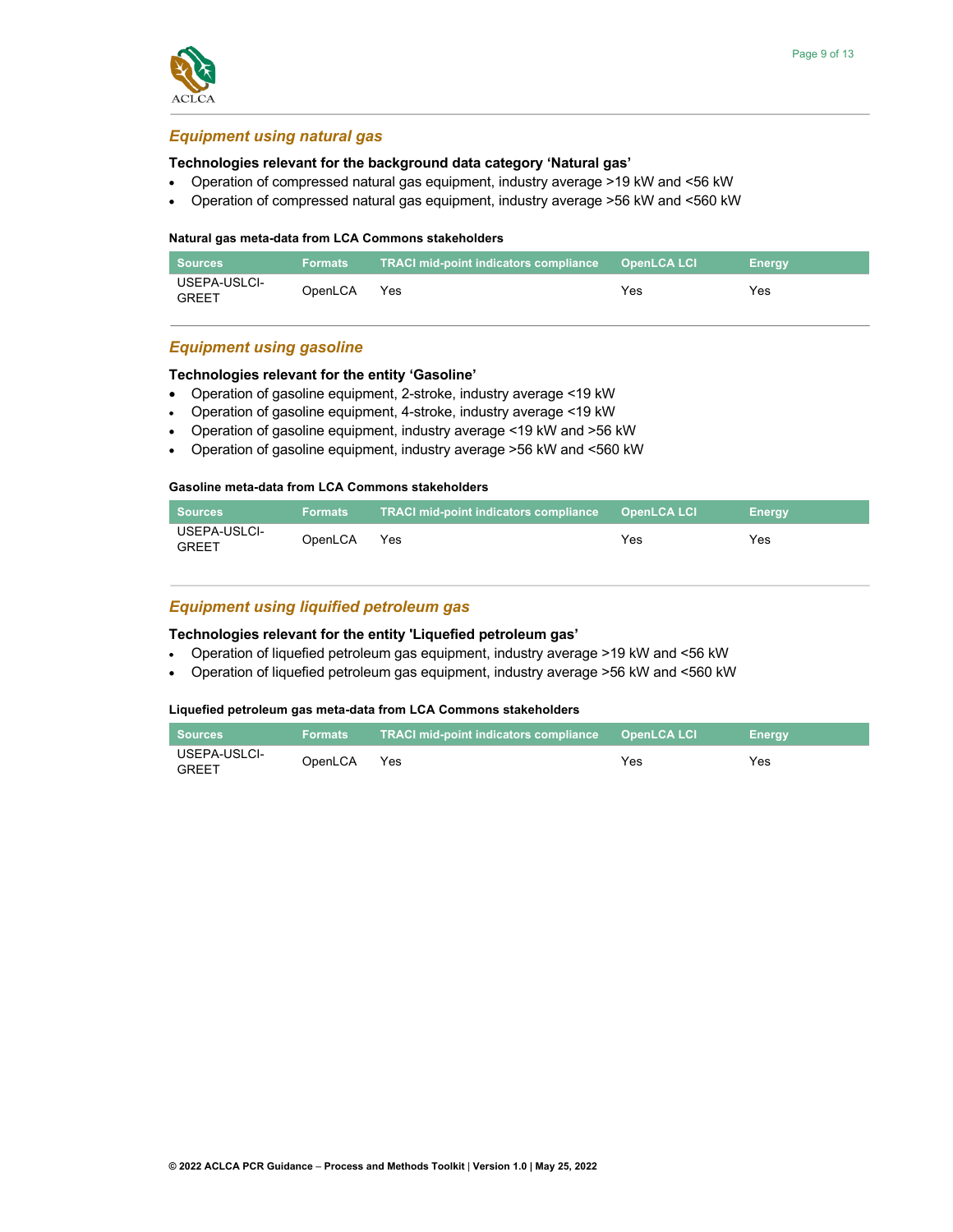## *Equipment using natural gas*

**Technologies relevant for the background data category 'Natural gas'**

- Operation of compressed natural gas equipment, industry average >19 kW and <56 kW
- Operation of compressed natural gas equipment, industry average >56 kW and <560 kW

**Natural gas meta-data from LCA Commons stakeholders**

| Sources | Formats | TRACI mid-point indicators compliance | OpenLCA LCI | Energy |
|---|---|---|---|---|
| USEPA-USLCI-GREET | OpenLCA | Yes | Yes | Yes |

## *Equipment using gasoline*

**Technologies relevant for the entity 'Gasoline'**

- Operation of gasoline equipment, 2-stroke, industry average <19 kW
- Operation of gasoline equipment, 4-stroke, industry average <19 kW
- Operation of gasoline equipment, industry average <19 kW and >56 kW
- Operation of gasoline equipment, industry average >56 kW and <560 kW

**Gasoline meta-data from LCA Commons stakeholders**

| Sources | Formats | TRACI mid-point indicators compliance | OpenLCA LCI | Energy |
|---|---|---|---|---|
| USEPA-USLCI-GREET | OpenLCA | Yes | Yes | Yes |

## *Equipment using liquified petroleum gas*

**Technologies relevant for the entity 'Liquefied petroleum gas'**

- Operation of liquefied petroleum gas equipment, industry average >19 kW and <56 kW
- Operation of liquefied petroleum gas equipment, industry average >56 kW and <560 kW

**Liquefied petroleum gas meta-data from LCA Commons stakeholders**

| Sources | Formats | TRACI mid-point indicators compliance | OpenLCA LCI | Energy |
|---|---|---|---|---|
| USEPA-USLCI-GREET | OpenLCA | Yes | Yes | Yes |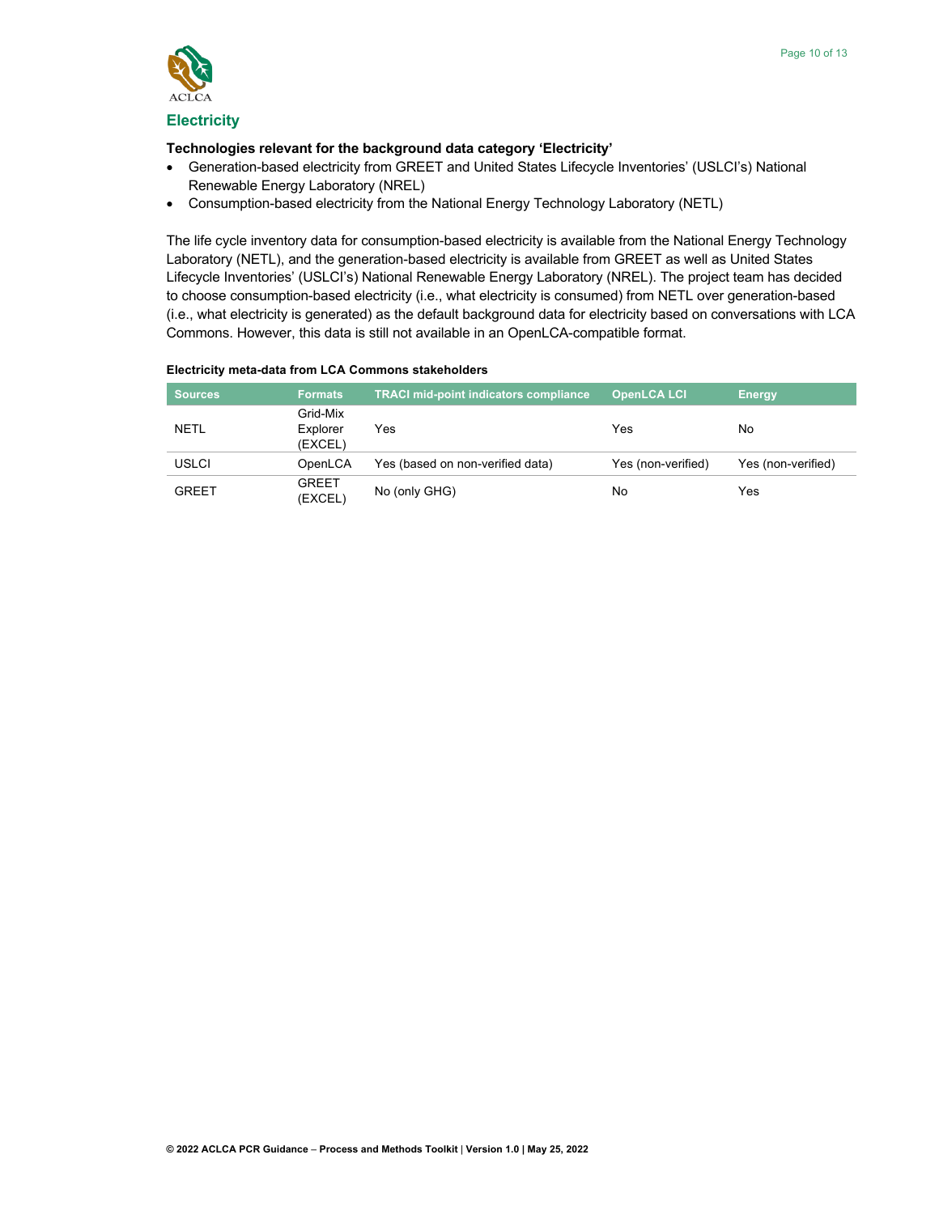## Electricity

**Technologies relevant for the background data category 'Electricity'**

- Generation-based electricity from GREET and United States Lifecycle Inventories' (USLCI's) National Renewable Energy Laboratory (NREL)
- Consumption-based electricity from the National Energy Technology Laboratory (NETL)

The life cycle inventory data for consumption-based electricity is available from the National Energy Technology Laboratory (NETL), and the generation-based electricity is available from GREET as well as United States Lifecycle Inventories' (USLCI's) National Renewable Energy Laboratory (NREL). The project team has decided to choose consumption-based electricity (i.e., what electricity is consumed) from NETL over generation-based (i.e., what electricity is generated) as the default background data for electricity based on conversations with LCA Commons. However, this data is still not available in an OpenLCA-compatible format.

**Electricity meta-data from LCA Commons stakeholders**

| Sources | Formats | TRACI mid-point indicators compliance | OpenLCA LCI | Energy |
|---|---|---|---|---|
| NETL | Grid-Mix Explorer (EXCEL) | Yes | Yes | No |
| USLCI | OpenLCA | Yes (based on non-verified data) | Yes (non-verified) | Yes (non-verified) |
| GREET | GREET (EXCEL) | No (only GHG) | No | Yes |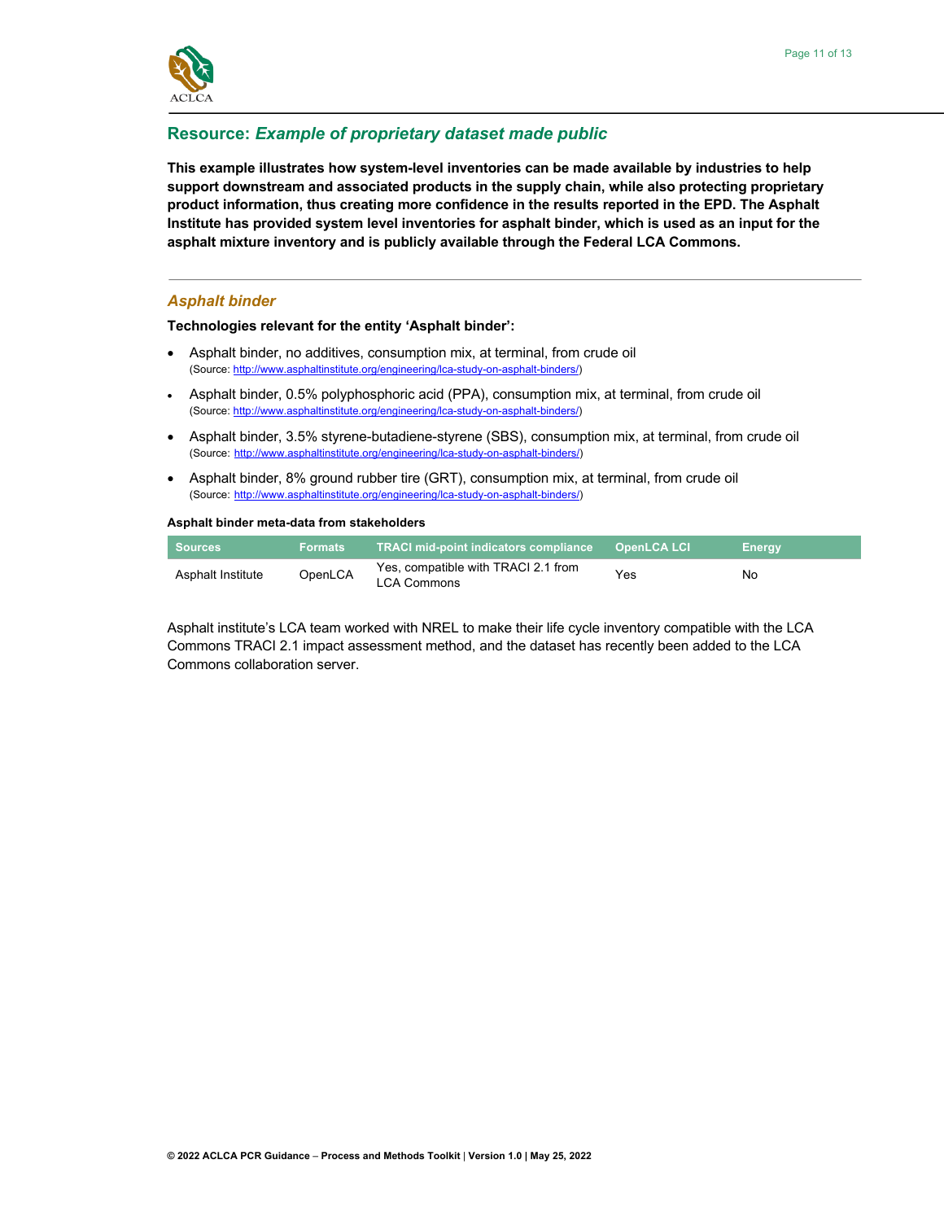## Resource: *Example of proprietary dataset made public*

**This example illustrates how system-level inventories can be made available by industries to help support downstream and associated products in the supply chain, while also protecting proprietary product information, thus creating more confidence in the results reported in the EPD. The Asphalt Institute has provided system level inventories for asphalt binder, which is used as an input for the asphalt mixture inventory and is publicly available through the Federal LCA Commons.**

---

### *Asphalt binder*

**Technologies relevant for the entity 'Asphalt binder':**

- Asphalt binder, no additives, consumption mix, at terminal, from crude oil
  (Source: http://www.asphaltinstitute.org/engineering/lca-study-on-asphalt-binders/)
- Asphalt binder, 0.5% polyphosphoric acid (PPA), consumption mix, at terminal, from crude oil
  (Source: http://www.asphaltinstitute.org/engineering/lca-study-on-asphalt-binders/)
- Asphalt binder, 3.5% styrene-butadiene-styrene (SBS), consumption mix, at terminal, from crude oil
  (Source: http://www.asphaltinstitute.org/engineering/lca-study-on-asphalt-binders/)
- Asphalt binder, 8% ground rubber tire (GRT), consumption mix, at terminal, from crude oil
  (Source: http://www.asphaltinstitute.org/engineering/lca-study-on-asphalt-binders/)

**Asphalt binder meta-data from stakeholders**

| Sources | Formats | TRACI mid-point indicators compliance | OpenLCA LCI | Energy |
| --- | --- | --- | --- | --- |
| Asphalt Institute | OpenLCA | Yes, compatible with TRACI 2.1 from LCA Commons | Yes | No |

Asphalt institute's LCA team worked with NREL to make their life cycle inventory compatible with the LCA Commons TRACI 2.1 impact assessment method, and the dataset has recently been added to the LCA Commons collaboration server.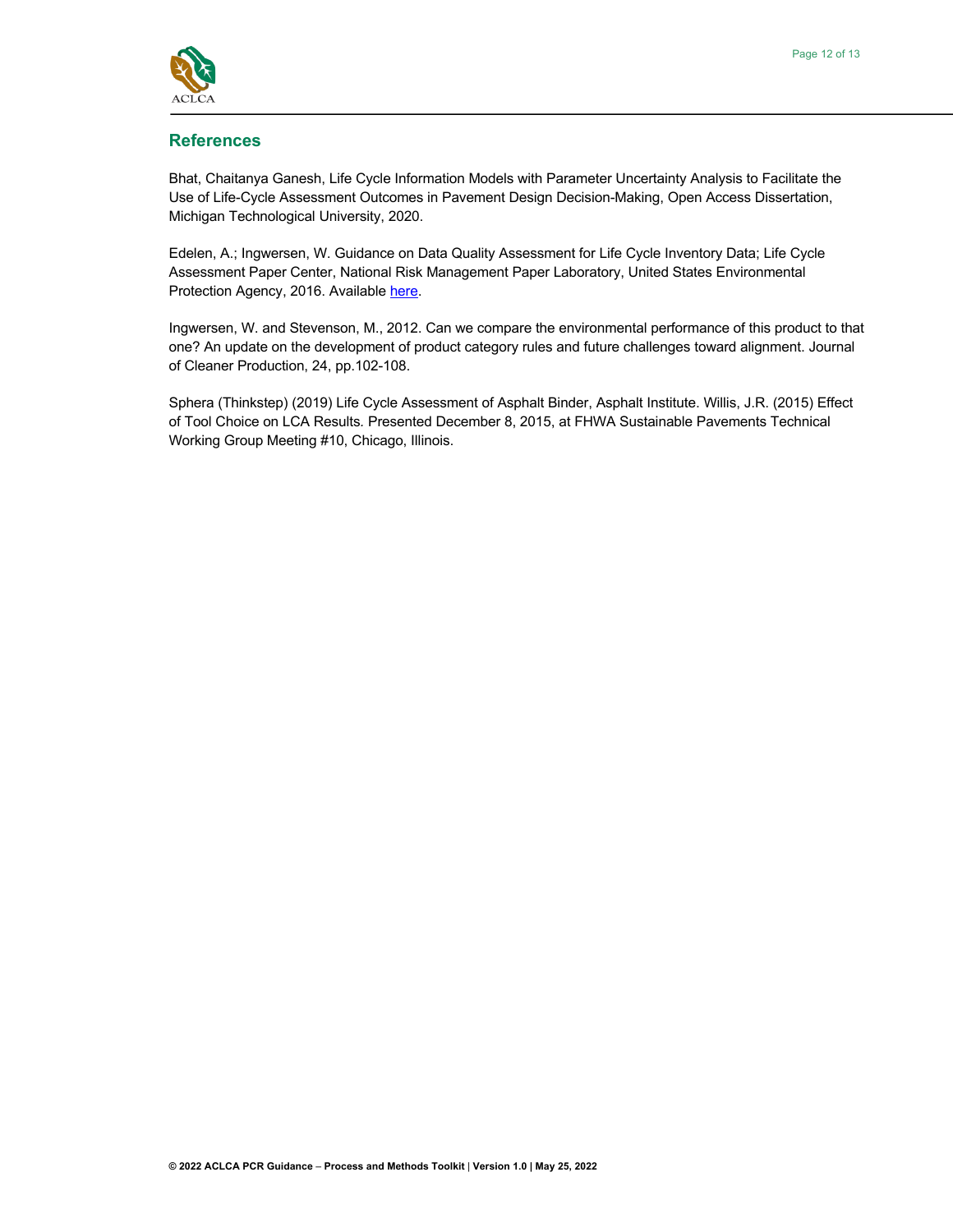## References

Bhat, Chaitanya Ganesh, Life Cycle Information Models with Parameter Uncertainty Analysis to Facilitate the Use of Life-Cycle Assessment Outcomes in Pavement Design Decision-Making, Open Access Dissertation, Michigan Technological University, 2020.

Edelen, A.; Ingwersen, W. Guidance on Data Quality Assessment for Life Cycle Inventory Data; Life Cycle Assessment Paper Center, National Risk Management Paper Laboratory, United States Environmental Protection Agency, 2016. Available here.

Ingwersen, W. and Stevenson, M., 2012. Can we compare the environmental performance of this product to that one? An update on the development of product category rules and future challenges toward alignment. Journal of Cleaner Production, 24, pp.102-108.

Sphera (Thinkstep) (2019) Life Cycle Assessment of Asphalt Binder, Asphalt Institute. Willis, J.R. (2015) Effect of Tool Choice on LCA Results. Presented December 8, 2015, at FHWA Sustainable Pavements Technical Working Group Meeting #10, Chicago, Illinois.